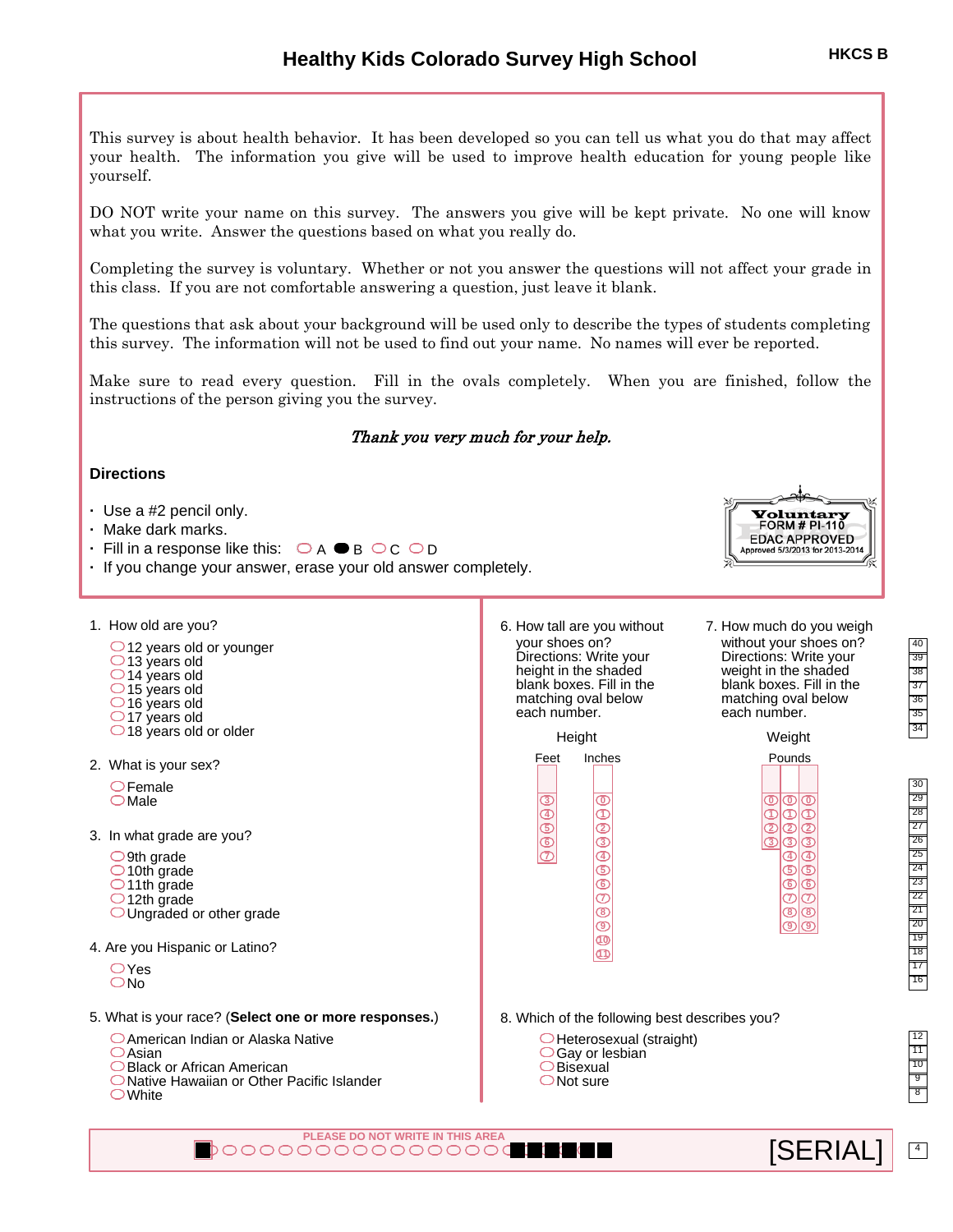# Healthy Kids Colorado Survey High School

HKCS B

This survey is about health behavior. It has been developed so you can tell us what you do that may affect your health. The information you give will be used to improve health education for young people like yourself.

DO NOT write your name on this survey. The answers you give will be kept private. No one will know what you write. Answer the questions based on what you really do.

Completing the survey is voluntary. Whether or not you answer the questions will not affect your grade in this class. If you are not comfortable answering a question, just leave it blank.

The questions that ask about your background will be used only to describe the types of students completing this survey. The information will not be used to find out your name. No names will ever be reported.

Make sure to read every question. Fill in the ovals completely. When you are finished, follow the instructions of the person giving you the survey.

*Thank you very much for your help.*

**Directions**

- Use a #2 pencil only.
- Make dark marks.
- Fill in a response like this: ○ A ● B ○ C ○ D
- If you change your answer, erase your old answer completely.

Voluntary FORM # PI-110 EDAC APPROVED Approved 5/3/2013 for 2013-2014

1. How old are you?
   - ○ 12 years old or younger
   - ○ 13 years old
   - ○ 14 years old
   - ○ 15 years old
   - ○ 16 years old
   - ○ 17 years old
   - ○ 18 years old or older

2. What is your sex?
   - ○ Female
   - ○ Male

3. In what grade are you?
   - ○ 9th grade
   - ○ 10th grade
   - ○ 11th grade
   - ○ 12th grade
   - ○ Ungraded or other grade

4. Are you Hispanic or Latino?
   - ○ Yes
   - ○ No

5. What is your race? (**Select one or more responses.**)
   - ○ American Indian or Alaska Native
   - ○ Asian
   - ○ Black or African American
   - ○ Native Hawaiian or Other Pacific Islander
   - ○ White

6. How tall are you without your shoes on? Directions: Write your height in the shaded blank boxes. Fill in the matching oval below each number.

   **Height**

   | Feet | Inches |
   |---|---|
   | ③ | ⓪ |
   | ④ | ① |
   | ⑤ | ② |
   | ⑥ | ③ |
   | ⑦ | ④ |
   | | ⑤ |
   | | ⑥ |
   | | ⑦ |
   | | ⑧ |
   | | ⑨ |
   | | ⑩ |
   | | ⑪ |

7. How much do you weigh without your shoes on? Directions: Write your weight in the shaded blank boxes. Fill in the matching oval below each number.

   **Weight**

   | Pounds | | |
   |---|---|---|
   | ⓪ | ⓪ | ⓪ |
   | ① | ① | ① |
   | ② | ② | ② |
   | ③ | ③ | ③ |
   | | ④ | ④ |
   | | ⑤ | ⑤ |
   | | ⑥ | ⑥ |
   | | ⑦ | ⑦ |
   | | ⑧ | ⑧ |
   | | ⑨ | ⑨ |

8. Which of the following best describes you?
   - ○ Heterosexual (straight)
   - ○ Gay or lesbian
   - ○ Bisexual
   - ○ Not sure

PLEASE DO NOT WRITE IN THIS AREA

[SERIAL]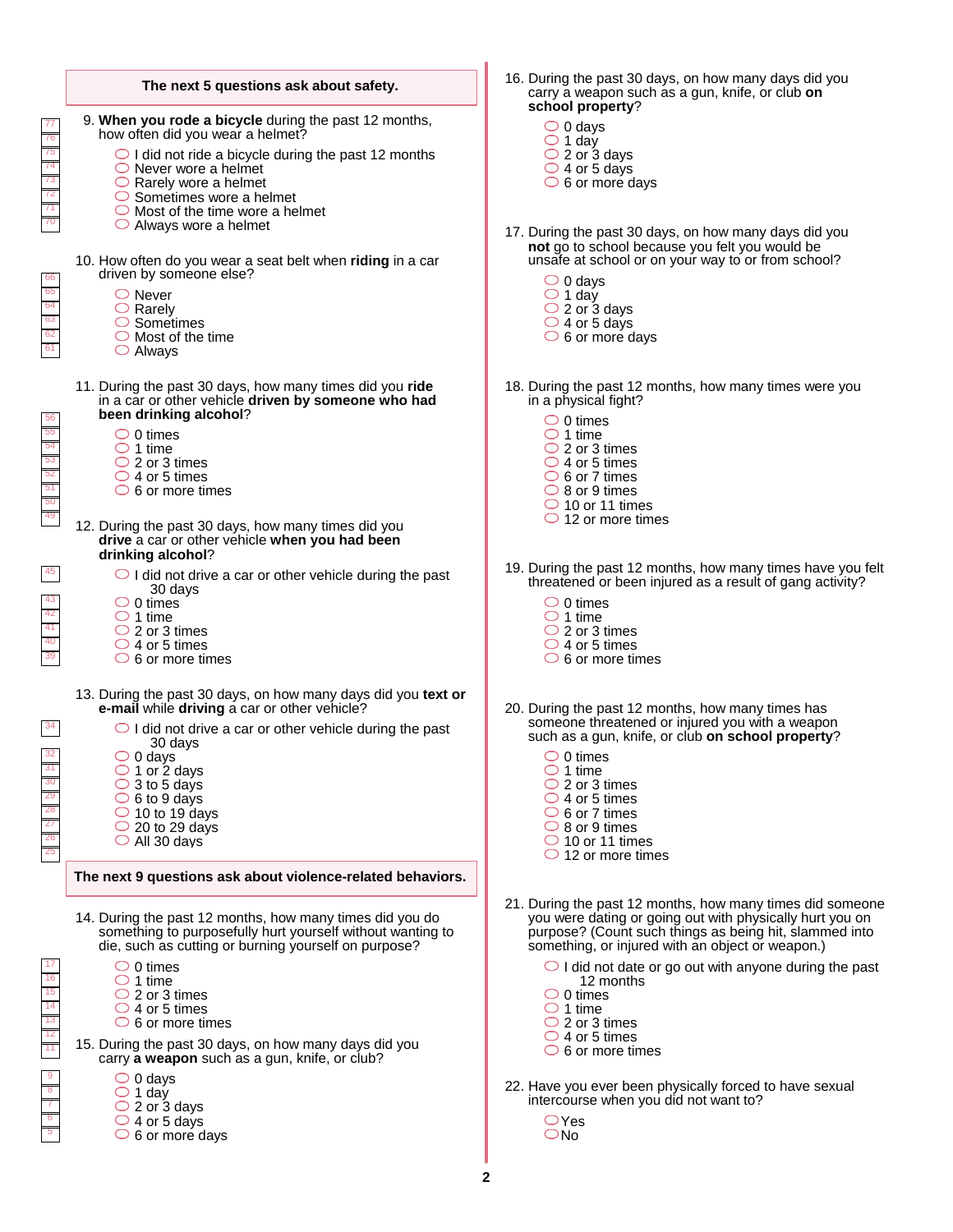**The next 5 questions ask about safety.**

9. **When you rode a bicycle** during the past 12 months, how often did you wear a helmet?
   - I did not ride a bicycle during the past 12 months
   - Never wore a helmet
   - Rarely wore a helmet
   - Sometimes wore a helmet
   - Most of the time wore a helmet
   - Always wore a helmet

10. How often do you wear a seat belt when **riding** in a car driven by someone else?
    - Never
    - Rarely
    - Sometimes
    - Most of the time
    - Always

11. During the past 30 days, how many times did you **ride** in a car or other vehicle **driven by someone who had been drinking alcohol**?
    - 0 times
    - 1 time
    - 2 or 3 times
    - 4 or 5 times
    - 6 or more times

12. During the past 30 days, how many times did you **drive** a car or other vehicle **when you had been drinking alcohol**?
    - I did not drive a car or other vehicle during the past 30 days
    - 0 times
    - 1 time
    - 2 or 3 times
    - 4 or 5 times
    - 6 or more times

13. During the past 30 days, on how many days did you **text or e-mail** while **driving** a car or other vehicle?
    - I did not drive a car or other vehicle during the past 30 days
    - 0 days
    - 1 or 2 days
    - 3 to 5 days
    - 6 to 9 days
    - 10 to 19 days
    - 20 to 29 days
    - All 30 days

**The next 9 questions ask about violence-related behaviors.**

14. During the past 12 months, how many times did you do something to purposefully hurt yourself without wanting to die, such as cutting or burning yourself on purpose?
    - 0 times
    - 1 time
    - 2 or 3 times
    - 4 or 5 times
    - 6 or more times

15. During the past 30 days, on how many days did you carry **a weapon** such as a gun, knife, or club?
    - 0 days
    - 1 day
    - 2 or 3 days
    - 4 or 5 days
    - 6 or more days

16. During the past 30 days, on how many days did you carry a weapon such as a gun, knife, or club **on school property**?
    - 0 days
    - 1 day
    - 2 or 3 days
    - 4 or 5 days
    - 6 or more days

17. During the past 30 days, on how many days did you **not** go to school because you felt you would be unsafe at school or on your way to or from school?
    - 0 days
    - 1 day
    - 2 or 3 days
    - 4 or 5 days
    - 6 or more days

18. During the past 12 months, how many times were you in a physical fight?
    - 0 times
    - 1 time
    - 2 or 3 times
    - 4 or 5 times
    - 6 or 7 times
    - 8 or 9 times
    - 10 or 11 times
    - 12 or more times

19. During the past 12 months, how many times have you felt threatened or been injured as a result of gang activity?
    - 0 times
    - 1 time
    - 2 or 3 times
    - 4 or 5 times
    - 6 or more times

20. During the past 12 months, how many times has someone threatened or injured you with a weapon such as a gun, knife, or club **on school property**?
    - 0 times
    - 1 time
    - 2 or 3 times
    - 4 or 5 times
    - 6 or 7 times
    - 8 or 9 times
    - 10 or 11 times
    - 12 or more times

21. During the past 12 months, how many times did someone you were dating or going out with physically hurt you on purpose? (Count such things as being hit, slammed into something, or injured with an object or weapon.)
    - I did not date or go out with anyone during the past 12 months
    - 0 times
    - 1 time
    - 2 or 3 times
    - 4 or 5 times
    - 6 or more times

22. Have you ever been physically forced to have sexual intercourse when you did not want to?
    - Yes
    - No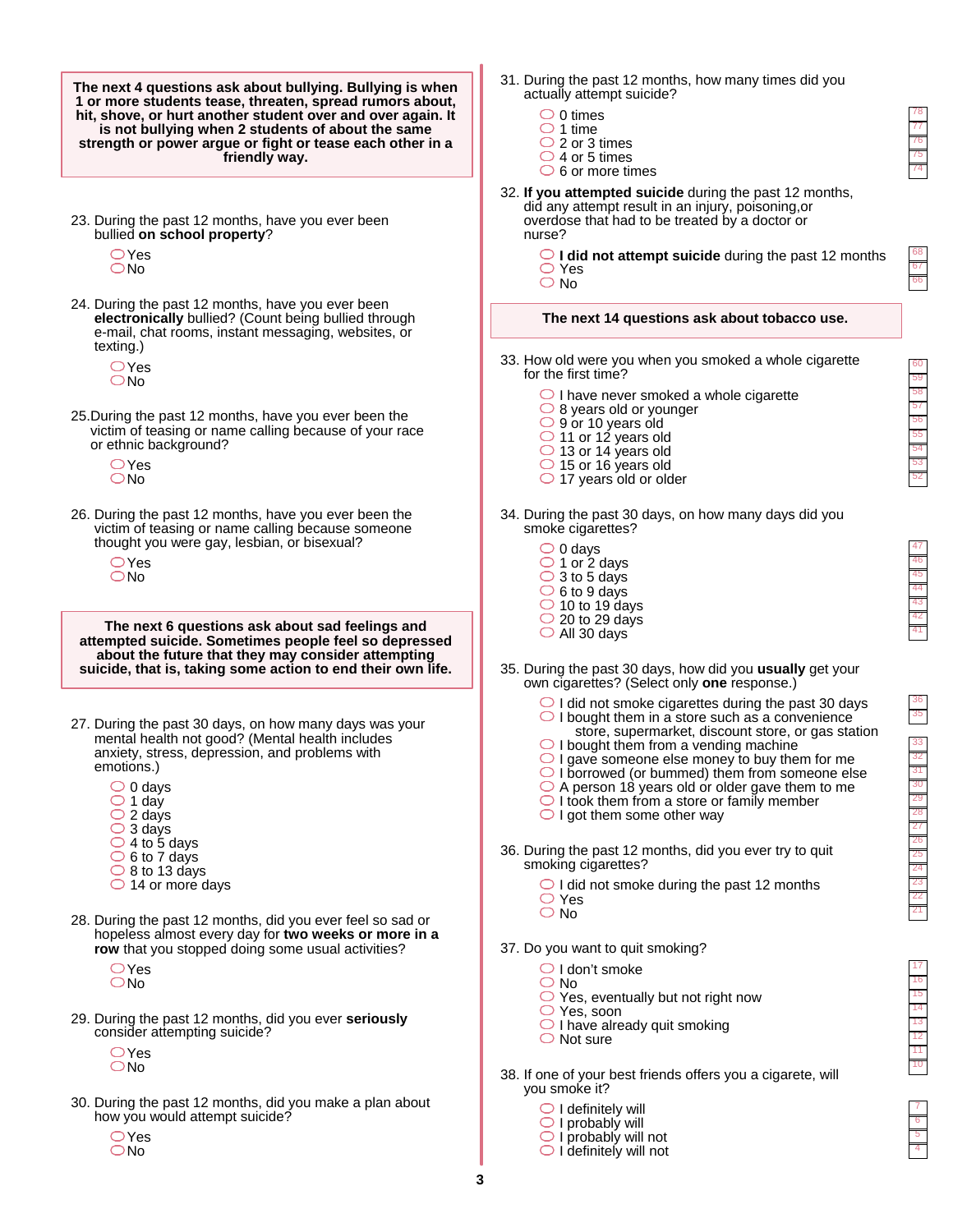**The next 4 questions ask about bullying. Bullying is when 1 or more students tease, spread rumors about, hit, shove, or hurt another student over and over again. It is not bullying when 2 students of about the same strength or power argue or fight or tease each other in a friendly way.**

23. During the past 12 months, have you ever been bullied **on school property**?
    - Yes
    - No

24. During the past 12 months, have you ever been **electronically** bullied? (Count being bullied through e-mail, chat rooms, instant messaging, websites, or texting.)
    - Yes
    - No

25. During the past 12 months, have you ever been the victim of teasing or name calling because of your race or ethnic background?
    - Yes
    - No

26. During the past 12 months, have you ever been the victim of teasing or name calling because someone thought you were gay, lesbian, or bisexual?
    - Yes
    - No

**The next 6 questions ask about sad feelings and attempted suicide. Sometimes people feel so depressed about the future that they may consider attempting suicide, that is, taking some action to end their own life.**

27. During the past 30 days, on how many days was your mental health not good? (Mental health includes anxiety, stress, depression, and problems with emotions.)
    - 0 days
    - 1 day
    - 2 days
    - 3 days
    - 4 to 5 days
    - 6 to 7 days
    - 8 to 13 days
    - 14 or more days

28. During the past 12 months, did you ever feel so sad or hopeless almost every day for **two weeks or more in a row** that you stopped doing some usual activities?
    - Yes
    - No

29. During the past 12 months, did you ever **seriously** consider attempting suicide?
    - Yes
    - No

30. During the past 12 months, did you make a plan about how you would attempt suicide?
    - Yes
    - No

31. During the past 12 months, how many times did you actually attempt suicide?
    - 0 times
    - 1 time
    - 2 or 3 times
    - 4 or 5 times
    - 6 or more times

32. **If you attempted suicide** during the past 12 months, did any attempt result in an injury, poisoning,or overdose that had to be treated by a doctor or nurse?
    - **I did not attempt suicide** during the past 12 months
    - Yes
    - No

**The next 14 questions ask about tobacco use.**

33. How old were you when you smoked a whole cigarette for the first time?
    - I have never smoked a whole cigarette
    - 8 years old or younger
    - 9 or 10 years old
    - 11 or 12 years old
    - 13 or 14 years old
    - 15 or 16 years old
    - 17 years old or older

34. During the past 30 days, on how many days did you smoke cigarettes?
    - 0 days
    - 1 or 2 days
    - 3 to 5 days
    - 6 to 9 days
    - 10 to 19 days
    - 20 to 29 days
    - All 30 days

35. During the past 30 days, how did you **usually** get your own cigarettes? (Select only **one** response.)
    - I did not smoke cigarettes during the past 30 days
    - I bought them in a store such as a convenience store, supermarket, discount store, or gas station
    - I bought them from a vending machine
    - I gave someone else money to buy them for me
    - I borrowed (or bummed) them from someone else
    - A person 18 years old or older gave them to me
    - I took them from a store or family member
    - I got them some other way

36. During the past 12 months, did you ever try to quit smoking cigarettes?
    - I did not smoke during the past 12 months
    - Yes
    - No

37. Do you want to quit smoking?
    - I don't smoke
    - No
    - Yes, eventually but not right now
    - Yes, soon
    - I have already quit smoking
    - Not sure

38. If one of your best friends offers you a cigarete, will you smoke it?
    - I definitely will
    - I probably will
    - I probably will not
    - I definitely will not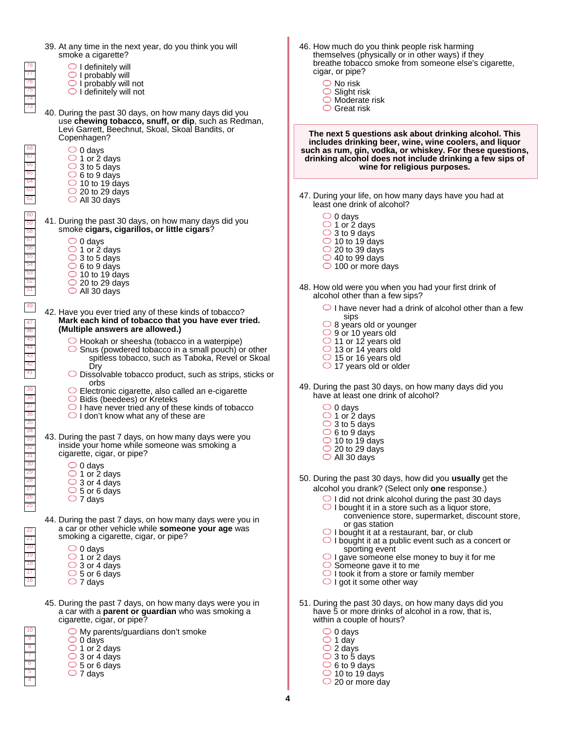39. At any time in the next year, do you think you will smoke a cigarette?
   - I definitely will
   - I probably will
   - I probably will not
   - I definitely will not

40. During the past 30 days, on how many days did you use **chewing tobacco, snuff, or dip**, such as Redman, Levi Garrett, Beechnut, Skoal, Skoal Bandits, or Copenhagen?
   - 0 days
   - 1 or 2 days
   - 3 to 5 days
   - 6 to 9 days
   - 10 to 19 days
   - 20 to 29 days
   - All 30 days

41. During the past 30 days, on how many days did you smoke **cigars, cigarillos, or little cigars**?
   - 0 days
   - 1 or 2 days
   - 3 to 5 days
   - 6 to 9 days
   - 10 to 19 days
   - 20 to 29 days
   - All 30 days

42. Have you ever tried any of these kinds of tobacco? **Mark each kind of tobacco that you have ever tried. (Multiple answers are allowed.)**
   - Hookah or sheesha (tobacco in a waterpipe)
   - Snus (powdered tobacco in a small pouch) or other spitless tobacco, such as Taboka, Revel or Skoal Dry
   - Dissolvable tobacco product, such as strips, sticks or orbs
   - Electronic cigarette, also called an e-cigarette
   - Bidis (beedees) or Kreteks
   - I have never tried any of these kinds of tobacco
   - I don't know what any of these are

43. During the past 7 days, on how many days were you inside your home while someone was smoking a cigarette, cigar, or pipe?
   - 0 days
   - 1 or 2 days
   - 3 or 4 days
   - 5 or 6 days
   - 7 days

44. During the past 7 days, on how many days were you in a car or other vehicle while **someone your age** was smoking a cigarette, cigar, or pipe?
   - 0 days
   - 1 or 2 days
   - 3 or 4 days
   - 5 or 6 days
   - 7 days

45. During the past 7 days, on how many days were you in a car with a **parent or guardian** who was smoking a cigarette, cigar, or pipe?
   - My parents/guardians don't smoke
   - 0 days
   - 1 or 2 days
   - 3 or 4 days
   - 5 or 6 days
   - 7 days

46. How much do you think people risk harming themselves (physically or in other ways) if they breathe tobacco smoke from someone else's cigarette, cigar, or pipe?
   - No risk
   - Slight risk
   - Moderate risk
   - Great risk

**The next 5 questions ask about drinking alcohol. This includes drinking beer, wine, wine coolers, and liquor such as rum, gin, vodka, or whiskey. For these questions, drinking alcohol does not include drinking a few sips of wine for religious purposes.**

47. During your life, on how many days have you had at least one drink of alcohol?
   - 0 days
   - 1 or 2 days
   - 3 to 9 days
   - 10 to 19 days
   - 20 to 39 days
   - 40 to 99 days
   - 100 or more days

48. How old were you when you had your first drink of alcohol other than a few sips?
   - I have never had a drink of alcohol other than a few sips
   - 8 years old or younger
   - 9 or 10 years old
   - 11 or 12 years old
   - 13 or 14 years old
   - 15 or 16 years old
   - 17 years old or older

49. During the past 30 days, on how many days did you have at least one drink of alcohol?
   - 0 days
   - 1 or 2 days
   - 3 to 5 days
   - 6 to 9 days
   - 10 to 19 days
   - 20 to 29 days
   - All 30 days

50. During the past 30 days, how did you **usually** get the alcohol you drank? (Select only **one** response.)
   - I did not drink alcohol during the past 30 days
   - I bought it in a store such as a liquor store, convenience store, supermarket, discount store, or gas station
   - I bought it at a restaurant, bar, or club
   - I bought it at a public event such as a concert or sporting event
   - I gave someone else money to buy it for me
   - Someone gave it to me
   - I took it from a store or family member
   - I got it some other way

51. During the past 30 days, on how many days did you have 5 or more drinks of alcohol in a row, that is, within a couple of hours?
   - 0 days
   - 1 day
   - 2 days
   - 3 to 5 days
   - 6 to 9 days
   - 10 to 19 days
   - 20 or more day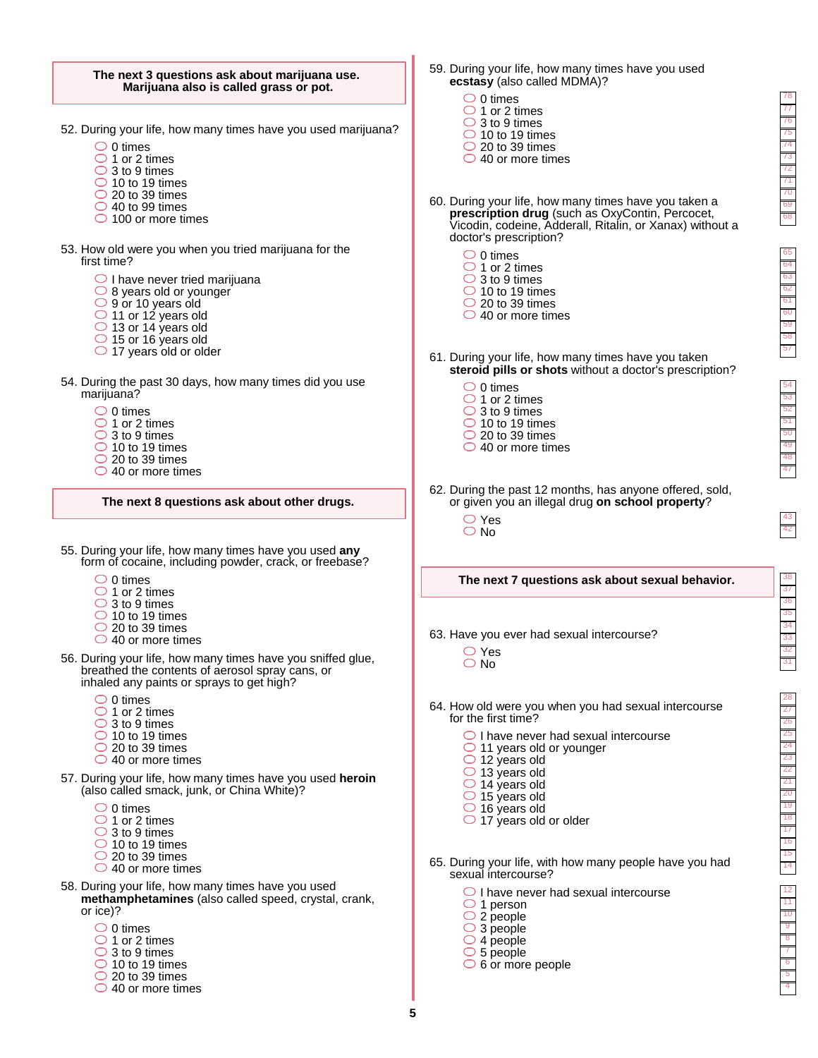**The next 3 questions ask about marijuana use. Marijuana also is called grass or pot.**

52. During your life, how many times have you used marijuana?
- 0 times
- 1 or 2 times
- 3 to 9 times
- 10 to 19 times
- 20 to 39 times
- 40 to 99 times
- 100 or more times

53. How old were you when you tried marijuana for the first time?
- I have never tried marijuana
- 8 years old or younger
- 9 or 10 years old
- 11 or 12 years old
- 13 or 14 years old
- 15 or 16 years old
- 17 years old or older

54. During the past 30 days, how many times did you use marijuana?
- 0 times
- 1 or 2 times
- 3 to 9 times
- 10 to 19 times
- 20 to 39 times
- 40 or more times

**The next 8 questions ask about other drugs.**

55. During your life, how many times have you used **any** form of cocaine, including powder, crack, or freebase?
- 0 times
- 1 or 2 times
- 3 to 9 times
- 10 to 19 times
- 20 to 39 times
- 40 or more times

56. During your life, how many times have you sniffed glue, breathed the contents of aerosol spray cans, or inhaled any paints or sprays to get high?
- 0 times
- 1 or 2 times
- 3 to 9 times
- 10 to 19 times
- 20 to 39 times
- 40 or more times

57. During your life, how many times have you used **heroin** (also called smack, junk, or China White)?
- 0 times
- 1 or 2 times
- 3 to 9 times
- 10 to 19 times
- 20 to 39 times
- 40 or more times

58. During your life, how many times have you used **methamphetamines** (also called speed, crystal, crank, or ice)?
- 0 times
- 1 or 2 times
- 3 to 9 times
- 10 to 19 times
- 20 to 39 times
- 40 or more times

59. During your life, how many times have you used **ecstasy** (also called MDMA)?
- 0 times
- 1 or 2 times
- 3 to 9 times
- 10 to 19 times
- 20 to 39 times
- 40 or more times

60. During your life, how many times have you taken a **prescription drug** (such as OxyContin, Percocet, Vicodin, codeine, Adderall, Ritalin, or Xanax) without a doctor's prescription?
- 0 times
- 1 or 2 times
- 3 to 9 times
- 10 to 19 times
- 20 to 39 times
- 40 or more times

61. During your life, how many times have you taken **steroid pills or shots** without a doctor's prescription?
- 0 times
- 1 or 2 times
- 3 to 9 times
- 10 to 19 times
- 20 to 39 times
- 40 or more times

62. During the past 12 months, has anyone offered, sold, or given you an illegal drug **on school property**?
- Yes
- No

**The next 7 questions ask about sexual behavior.**

63. Have you ever had sexual intercourse?
- Yes
- No

64. How old were you when you had sexual intercourse for the first time?
- I have never had sexual intercourse
- 11 years old or younger
- 12 years old
- 13 years old
- 14 years old
- 15 years old
- 16 years old
- 17 years old or older

65. During your life, with how many people have you had sexual intercourse?
- I have never had sexual intercourse
- 1 person
- 2 people
- 3 people
- 4 people
- 5 people
- 6 or more people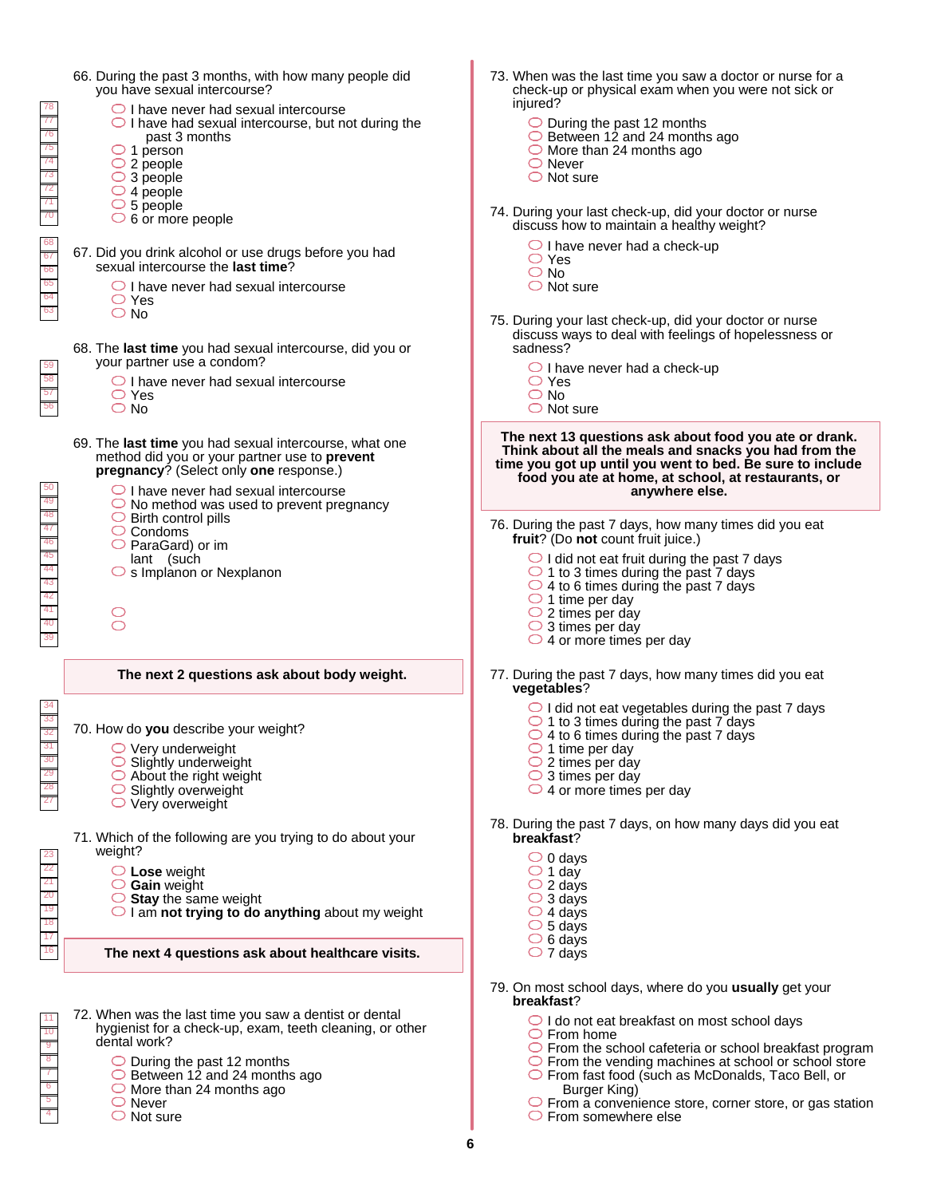66. During the past 3 months, with how many people did you have sexual intercourse?

- I have never had sexual intercourse
- I have had sexual intercourse, but not during the past 3 months
- 1 person
- 2 people
- 3 people
- 4 people
- 5 people
- 6 or more people

67. Did you drink alcohol or use drugs before you had sexual intercourse the **last time**?

- I have never had sexual intercourse
- Yes
- No

68. The **last time** you had sexual intercourse, did you or your partner use a condom?

- I have never had sexual intercourse
- Yes
- No

69. The **last time** you had sexual intercourse, what one method did you or your partner use to **prevent pregnancy**? (Select only **one** response.)

- I have never had sexual intercourse
- No method was used to prevent pregnancy
- Birth control pills
- Condoms
- ParaGard) or im lant (such
- s Implanon or Nexplanon
-
-

**The next 2 questions ask about body weight.**

70. How do **you** describe your weight?

- Very underweight
- Slightly underweight
- About the right weight
- Slightly overweight
- Very overweight

71. Which of the following are you trying to do about your weight?

- **Lose** weight
- **Gain** weight
- **Stay** the same weight
- I am **not trying to do anything** about my weight

**The next 4 questions ask about healthcare visits.**

72. When was the last time you saw a dentist or dental hygienist for a check-up, exam, teeth cleaning, or other dental work?

- During the past 12 months
- Between 12 and 24 months ago
- More than 24 months ago
- Never
- Not sure

73. When was the last time you saw a doctor or nurse for a check-up or physical exam when you were not sick or injured?

- During the past 12 months
- Between 12 and 24 months ago
- More than 24 months ago
- Never
- Not sure

74. During your last check-up, did your doctor or nurse discuss how to maintain a healthy weight?

- I have never had a check-up
- Yes
- No
- Not sure

75. During your last check-up, did your doctor or nurse discuss ways to deal with feelings of hopelessness or sadness?

- I have never had a check-up
- Yes
- No
- Not sure

**The next 13 questions ask about food you ate or drank. Think about all the meals and snacks you had from the time you got up until you went to bed. Be sure to include food you ate at home, at school, at restaurants, or anywhere else.**

76. During the past 7 days, how many times did you eat **fruit**? (Do **not** count fruit juice.)

- I did not eat fruit during the past 7 days
- 1 to 3 times during the past 7 days
- 4 to 6 times during the past 7 days
- 1 time per day
- 2 times per day
- 3 times per day
- 4 or more times per day

77. During the past 7 days, how many times did you eat **vegetables**?

- I did not eat vegetables during the past 7 days
- 1 to 3 times during the past 7 days
- 4 to 6 times during the past 7 days
- 1 time per day
- 2 times per day
- 3 times per day
- 4 or more times per day

78. During the past 7 days, on how many days did you eat **breakfast**?

- 0 days
- 1 day
- 2 days
- 3 days
- 4 days
- 5 days
- 6 days
- 7 days

79. On most school days, where do you **usually** get your **breakfast**?

- I do not eat breakfast on most school days
- From home
- From the school cafeteria or school breakfast program
- From the vending machines at school or school store
- From fast food (such as McDonalds, Taco Bell, or Burger King)
- From a convenience store, corner store, or gas station
- From somewhere else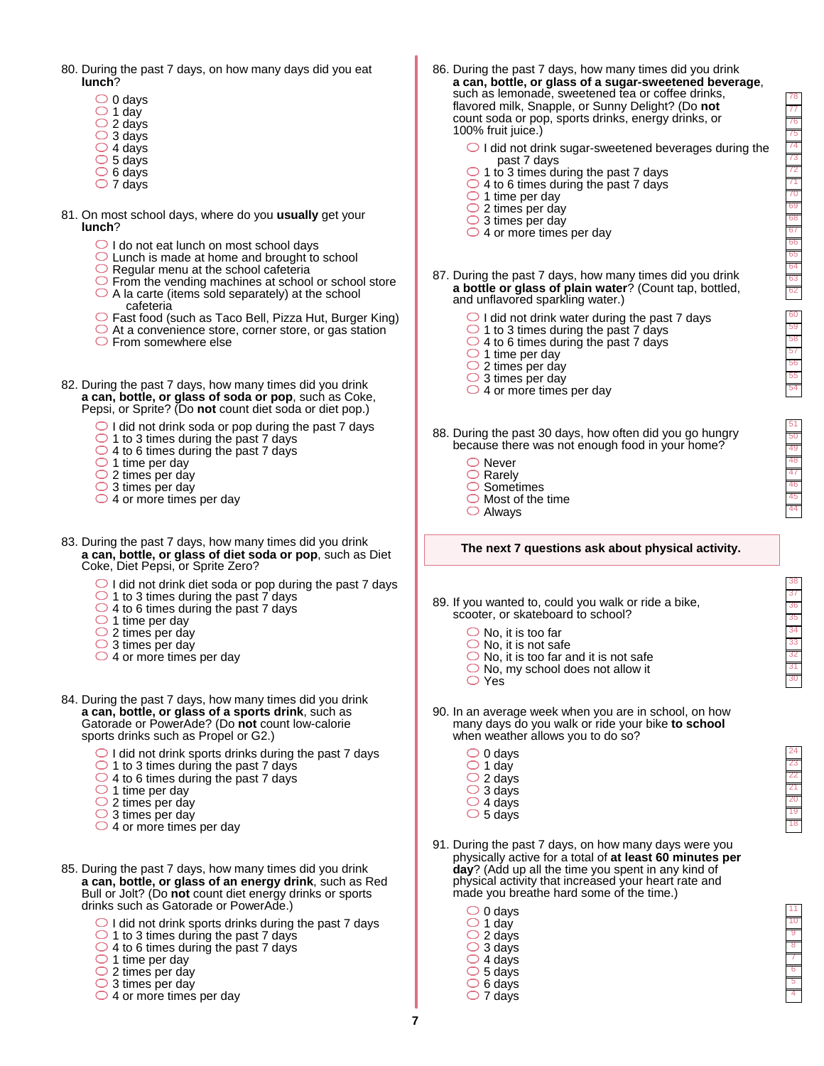80. During the past 7 days, on how many days did you eat **lunch**?

- 0 days
- 1 day
- 2 days
- 3 days
- 4 days
- 5 days
- 6 days
- 7 days

81. On most school days, where do you **usually** get your **lunch**?

- I do not eat lunch on most school days
- Lunch is made at home and brought to school
- Regular menu at the school cafeteria
- From the vending machines at school or school store
- A la carte (items sold separately) at the school cafeteria
- Fast food (such as Taco Bell, Pizza Hut, Burger King)
- At a convenience store, corner store, or gas station
- From somewhere else

82. During the past 7 days, how many times did you drink **a can, bottle, or glass of soda or pop**, such as Coke, Pepsi, or Sprite? (Do **not** count diet soda or diet pop.)

- I did not drink soda or pop during the past 7 days
- 1 to 3 times during the past 7 days
- 4 to 6 times during the past 7 days
- 1 time per day
- 2 times per day
- 3 times per day
- 4 or more times per day

83. During the past 7 days, how many times did you drink **a can, bottle, or glass of diet soda or pop**, such as Diet Coke, Diet Pepsi, or Sprite Zero?

- I did not drink diet soda or pop during the past 7 days
- 1 to 3 times during the past 7 days
- 4 to 6 times during the past 7 days
- 1 time per day
- 2 times per day
- 3 times per day
- 4 or more times per day

84. During the past 7 days, how many times did you drink **a can, bottle, or glass of a sports drink**, such as Gatorade or PowerAde? (Do **not** count low-calorie sports drinks such as Propel or G2.)

- I did not drink sports drinks during the past 7 days
- 1 to 3 times during the past 7 days
- 4 to 6 times during the past 7 days
- 1 time per day
- 2 times per day
- 3 times per day
- 4 or more times per day

85. During the past 7 days, how many times did you drink **a can, bottle, or glass of an energy drink**, such as Red Bull or Jolt? (Do **not** count diet energy drinks or sports drinks such as Gatorade or PowerAde.)

- I did not drink sports drinks during the past 7 days
- 1 to 3 times during the past 7 days
- 4 to 6 times during the past 7 days
- 1 time per day
- 2 times per day
- 3 times per day
- 4 or more times per day

86. During the past 7 days, how many times did you drink **a can, bottle, or glass of a sugar-sweetened beverage**, such as lemonade, sweetened tea or coffee drinks, flavored milk, Snapple, or Sunny Delight? (Do **not** count soda or pop, sports drinks, energy drinks, or 100% fruit juice.)

- I did not drink sugar-sweetened beverages during the past 7 days
- 1 to 3 times during the past 7 days
- 4 to 6 times during the past 7 days
- 1 time per day
- 2 times per day
- 3 times per day
- 4 or more times per day

87. During the past 7 days, how many times did you drink **a bottle or glass of plain water**? (Count tap, bottled, and unflavored sparkling water.)

- I did not drink water during the past 7 days
- 1 to 3 times during the past 7 days
- 4 to 6 times during the past 7 days
- 1 time per day
- 2 times per day
- 3 times per day
- 4 or more times per day

88. During the past 30 days, how often did you go hungry because there was not enough food in your home?

- Never
- Rarely
- Sometimes
- Most of the time
- Always

**The next 7 questions ask about physical activity.**

89. If you wanted to, could you walk or ride a bike, scooter, or skateboard to school?

- No, it is too far
- No, it is not safe
- No, it is too far and it is not safe
- No, my school does not allow it
- Yes

90. In an average week when you are in school, on how many days do you walk or ride your bike **to school** when weather allows you to do so?

- 0 days
- 1 day
- 2 days
- 3 days
- 4 days
- 5 days

91. During the past 7 days, on how many days were you physically active for a total of **at least 60 minutes per day**? (Add up all the time you spent in any kind of physical activity that increased your heart rate and made you breathe hard some of the time.)

- 0 days
- 1 day
- 2 days
- 3 days
- 4 days
- 5 days
- 6 days
- 7 days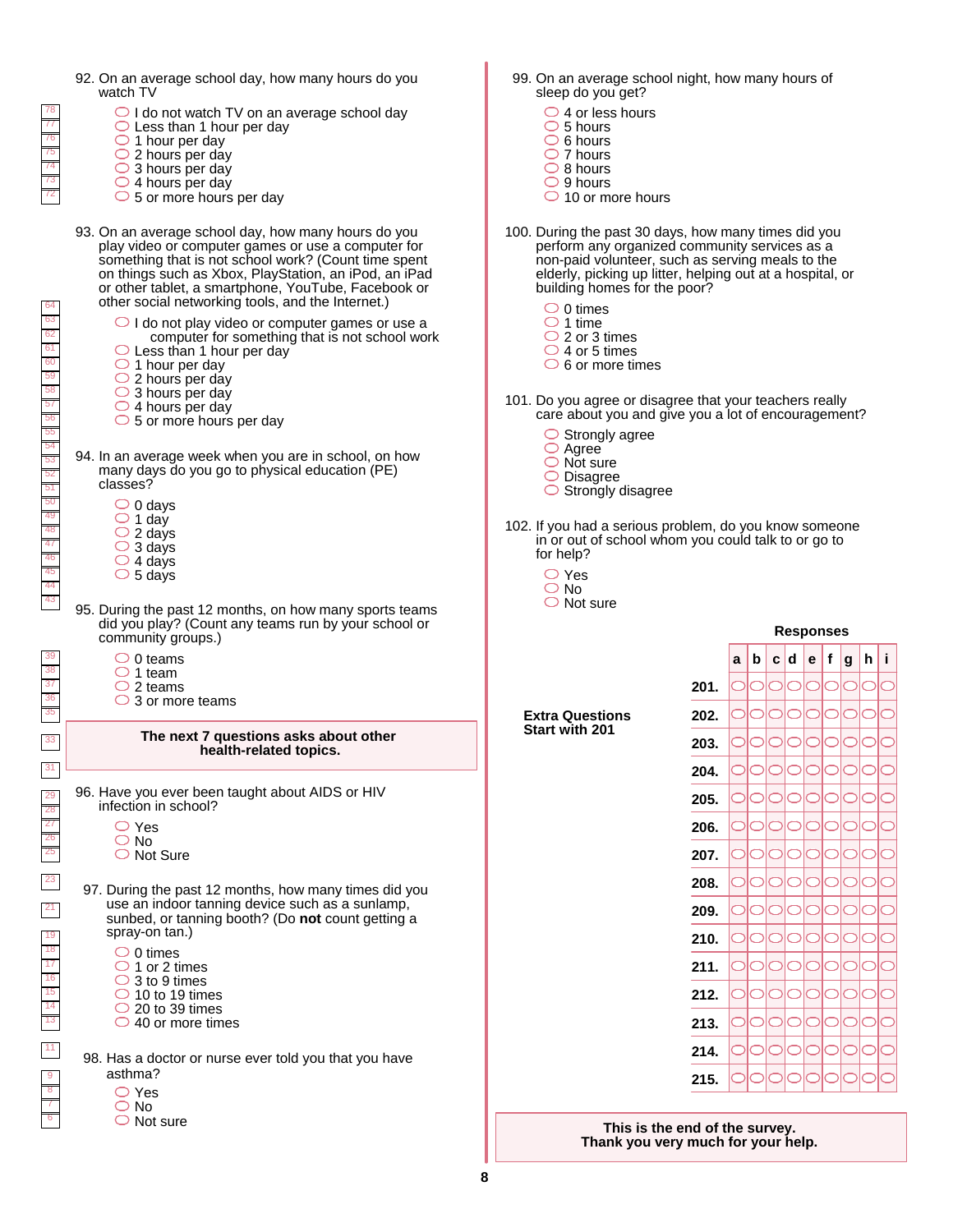92. On an average school day, how many hours do you watch TV

- I do not watch TV on an average school day
- Less than 1 hour per day
- 1 hour per day
- 2 hours per day
- 3 hours per day
- 4 hours per day
- 5 or more hours per day

93. On an average school day, how many hours do you play video or computer games or use a computer for something that is not school work? (Count time spent on things such as Xbox, PlayStation, an iPod, an iPad or other tablet, a smartphone, YouTube, Facebook or other social networking tools, and the Internet.)

- I do not play video or computer games or use a computer for something that is not school work
- Less than 1 hour per day
- 1 hour per day
- 2 hours per day
- 3 hours per day
- 4 hours per day
- 5 or more hours per day

94. In an average week when you are in school, on how many days do you go to physical education (PE) classes?

- 0 days
- 1 day
- 2 days
- 3 days
- 4 days
- 5 days

95. During the past 12 months, on how many sports teams did you play? (Count any teams run by your school or community groups.)

- 0 teams
- 1 team
- 2 teams
- 3 or more teams

**The next 7 questions asks about other health-related topics.**

96. Have you ever been taught about AIDS or HIV infection in school?

- Yes
- No
- Not Sure

97. During the past 12 months, how many times did you use an indoor tanning device such as a sunlamp, sunbed, or tanning booth? (Do **not** count getting a spray-on tan.)

- 0 times
- 1 or 2 times
- 3 to 9 times
- 10 to 19 times
- 20 to 39 times
- 40 or more times

98. Has a doctor or nurse ever told you that you have asthma?

- Yes
- No
- Not sure

99. On an average school night, how many hours of sleep do you get?

- 4 or less hours
- 5 hours
- 6 hours
- 7 hours
- 8 hours
- 9 hours
- 10 or more hours

100. During the past 30 days, how many times did you perform any organized community services as a non-paid volunteer, such as serving meals to the elderly, picking up litter, helping out at a hospital, or building homes for the poor?

- 0 times
- 1 time
- 2 or 3 times
- 4 or 5 times
- 6 or more times

101. Do you agree or disagree that your teachers really care about you and give you a lot of encouragement?

- Strongly agree
- Agree
- Not sure
- Disagree
- Strongly disagree

102. If you had a serious problem, do you know someone in or out of school whom you could talk to or go to for help?

- Yes
- No
- Not sure

**Extra Questions Start with 201**

**Responses**

| | a | b | c | d | e | f | g | h | i |
|---|---|---|---|---|---|---|---|---|---|
| **201.** | ○ | ○ | ○ | ○ | ○ | ○ | ○ | ○ | ○ |
| **202.** | ○ | ○ | ○ | ○ | ○ | ○ | ○ | ○ | ○ |
| **203.** | ○ | ○ | ○ | ○ | ○ | ○ | ○ | ○ | ○ |
| **204.** | ○ | ○ | ○ | ○ | ○ | ○ | ○ | ○ | ○ |
| **205.** | ○ | ○ | ○ | ○ | ○ | ○ | ○ | ○ | ○ |
| **206.** | ○ | ○ | ○ | ○ | ○ | ○ | ○ | ○ | ○ |
| **207.** | ○ | ○ | ○ | ○ | ○ | ○ | ○ | ○ | ○ |
| **208.** | ○ | ○ | ○ | ○ | ○ | ○ | ○ | ○ | ○ |
| **209.** | ○ | ○ | ○ | ○ | ○ | ○ | ○ | ○ | ○ |
| **210.** | ○ | ○ | ○ | ○ | ○ | ○ | ○ | ○ | ○ |
| **211.** | ○ | ○ | ○ | ○ | ○ | ○ | ○ | ○ | ○ |
| **212.** | ○ | ○ | ○ | ○ | ○ | ○ | ○ | ○ | ○ |
| **213.** | ○ | ○ | ○ | ○ | ○ | ○ | ○ | ○ | ○ |
| **214.** | ○ | ○ | ○ | ○ | ○ | ○ | ○ | ○ | ○ |
| **215.** | ○ | ○ | ○ | ○ | ○ | ○ | ○ | ○ | ○ |

**This is the end of the survey.
Thank you very much for your help.**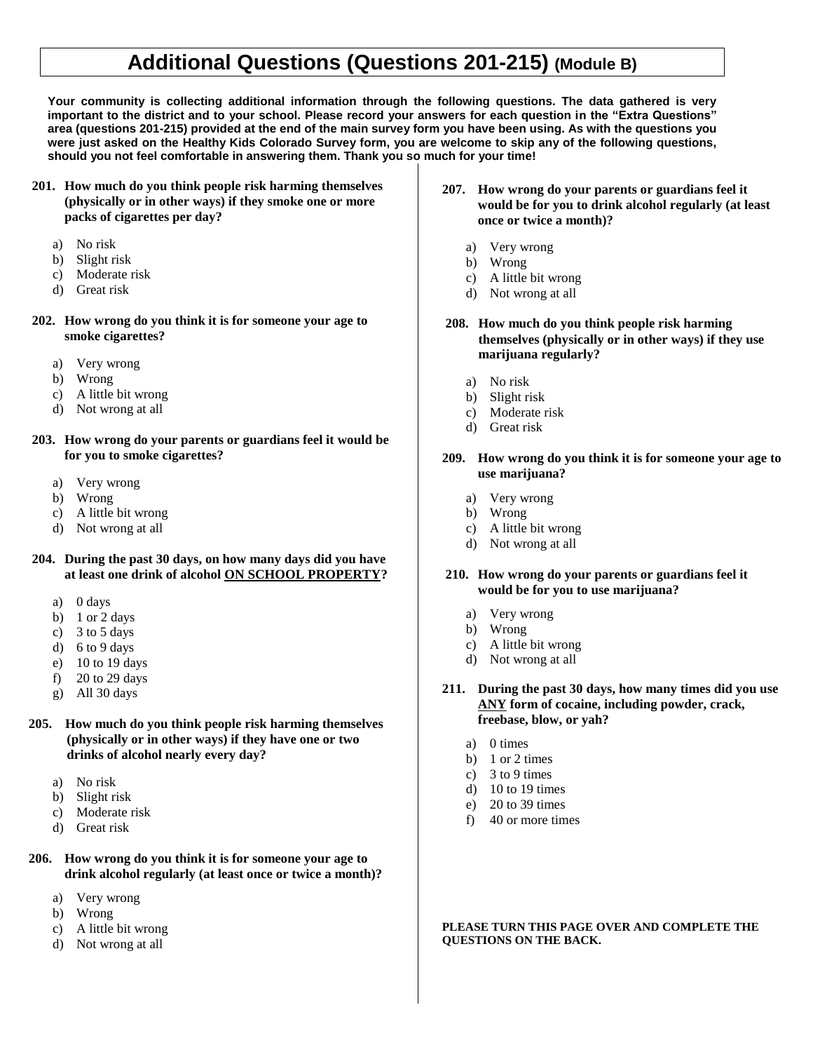# Additional Questions (Questions 201-215) (Module B)

**Your community is collecting additional information through the following questions. The data gathered is very important to the district and to your school. Please record your answers for each question in the "Extra Questions" area (questions 201-215) provided at the end of the main survey form you have been using. As with the questions you were just asked on the Healthy Kids Colorado Survey form, you are welcome to skip any of the following questions, should you not feel comfortable in answering them. Thank you so much for your time!**

**201. How much do you think people risk harming themselves (physically or in other ways) if they smoke one or more packs of cigarettes per day?**

a) No risk
b) Slight risk
c) Moderate risk
d) Great risk

**202. How wrong do you think it is for someone your age to smoke cigarettes?**

a) Very wrong
b) Wrong
c) A little bit wrong
d) Not wrong at all

**203. How wrong do your parents or guardians feel it would be for you to smoke cigarettes?**

a) Very wrong
b) Wrong
c) A little bit wrong
d) Not wrong at all

**204. During the past 30 days, on how many days did you have at least one drink of alcohol ON SCHOOL PROPERTY?**

a) 0 days
b) 1 or 2 days
c) 3 to 5 days
d) 6 to 9 days
e) 10 to 19 days
f) 20 to 29 days
g) All 30 days

**205. How much do you think people risk harming themselves (physically or in other ways) if they have one or two drinks of alcohol nearly every day?**

a) No risk
b) Slight risk
c) Moderate risk
d) Great risk

**206. How wrong do you think it is for someone your age to drink alcohol regularly (at least once or twice a month)?**

a) Very wrong
b) Wrong
c) A little bit wrong
d) Not wrong at all

**207. How wrong do your parents or guardians feel it would be for you to drink alcohol regularly (at least once or twice a month)?**

a) Very wrong
b) Wrong
c) A little bit wrong
d) Not wrong at all

**208. How much do you think people risk harming themselves (physically or in other ways) if they use marijuana regularly?**

a) No risk
b) Slight risk
c) Moderate risk
d) Great risk

**209. How wrong do you think it is for someone your age to use marijuana?**

a) Very wrong
b) Wrong
c) A little bit wrong
d) Not wrong at all

**210. How wrong do your parents or guardians feel it would be for you to use marijuana?**

a) Very wrong
b) Wrong
c) A little bit wrong
d) Not wrong at all

**211. During the past 30 days, how many times did you use ANY form of cocaine, including powder, crack, freebase, blow, or yah?**

a) 0 times
b) 1 or 2 times
c) 3 to 9 times
d) 10 to 19 times
e) 20 to 39 times
f) 40 or more times

**PLEASE TURN THIS PAGE OVER AND COMPLETE THE QUESTIONS ON THE BACK.**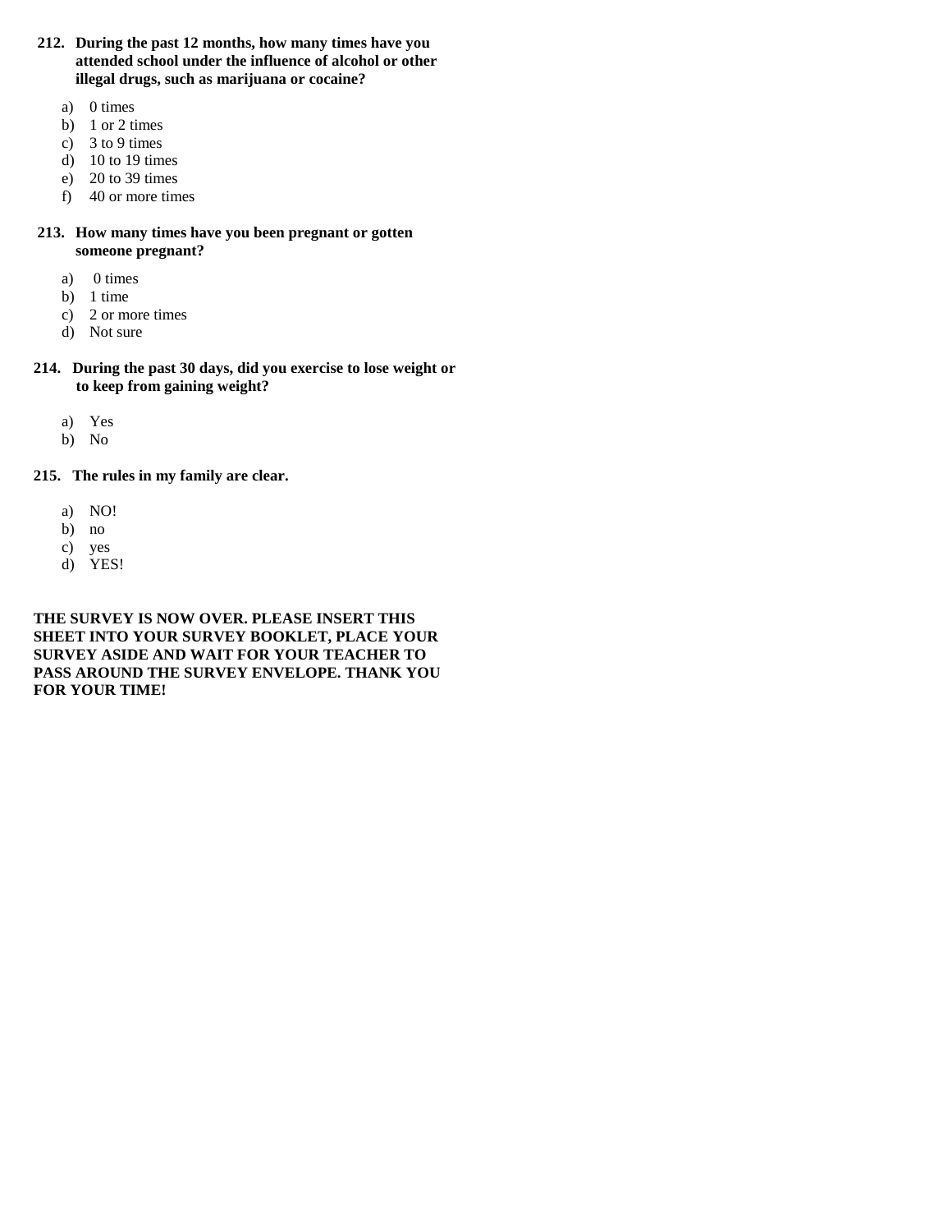**212. During the past 12 months, how many times have you attended school under the influence of alcohol or other illegal drugs, such as marijuana or cocaine?**

a) 0 times
b) 1 or 2 times
c) 3 to 9 times
d) 10 to 19 times
e) 20 to 39 times
f) 40 or more times

**213. How many times have you been pregnant or gotten someone pregnant?**

a) 0 times
b) 1 time
c) 2 or more times
d) Not sure

**214. During the past 30 days, did you exercise to lose weight or to keep from gaining weight?**

a) Yes
b) No

**215. The rules in my family are clear.**

a) NO!
b) no
c) yes
d) YES!

**THE SURVEY IS NOW OVER. PLEASE INSERT THIS SHEET INTO YOUR SURVEY BOOKLET, PLACE YOUR SURVEY ASIDE AND WAIT FOR YOUR TEACHER TO PASS AROUND THE SURVEY ENVELOPE. THANK YOU FOR YOUR TIME!**